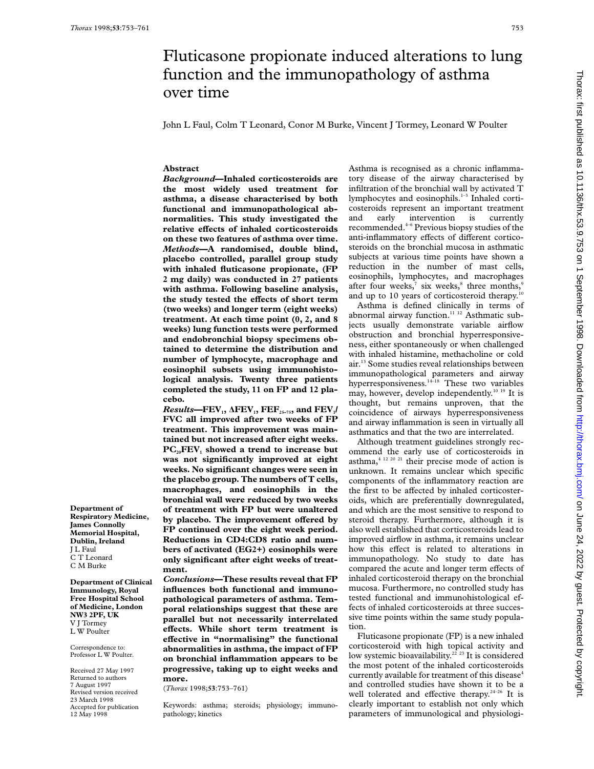# Fluticasone propionate induced alterations to lung function and the immunopathology of asthma over time

John L Faul, Colm T Leonard, Conor M Burke, Vincent J Tormey, Leonard W Poulter

## Abstract

***Background*—Inhaled corticosteroids are the most widely used treatment for asthma, a disease characterised by both functional and immunopathological abnormalities. This study investigated the relative effects of inhaled corticosteroids on these two features of asthma over time.**

***Methods*—A randomised, double blind, placebo controlled, parallel group study with inhaled fluticasone propionate, (FP 2 mg daily) was conducted in 27 patients with asthma. Following baseline analysis, the study tested the effects of short term (two weeks) and longer term (eight weeks) treatment. At each time point (0, 2, and 8 weeks) lung function tests were performed and endobronchial biopsy specimens obtained to determine the distribution and number of lymphocyte, macrophage and eosinophil subsets using immunohistological analysis. Twenty three patients completed the study, 11 on FP and 12 placebo.**

***Results*—$FEV_1$, $\Delta FEV_1$, $FEF_{25-75}$, and $FEV_1/FVC$ all improved after two weeks of FP treatment. This improvement was maintained but not increased after eight weeks. $PC_{20}FEV_1$ showed a trend to increase but was not significantly improved at eight weeks. No significant changes were seen in the placebo group. The numbers of T cells, macrophages, and eosinophils in the bronchial wall were reduced by two weeks of treatment with FP but were unaltered by placebo. The improvement offered by FP continued over the eight week period. Reductions in CD4:CD8 ratio and numbers of activated (EG2+) eosinophils were only significant after eight weeks of treatment.**

***Conclusions*—These results reveal that FP influences both functional and immunopathological parameters of asthma. Temporal relationships suggest that these are parallel but not necessarily interrelated effects. While short term treatment is effective in "normalising" the functional abnormalities in asthma, the impact of FP on bronchial inflammation appears to be progressive, taking up to eight weeks and more.**

(*Thorax* 1998;**53**:753–761)

Keywords: asthma; steroids; physiology; immunopathology; kinetics

**Department of Respiratory Medicine, James Connolly Memorial Hospital, Dublin, Ireland**
J L Faul
C T Leonard
C M Burke

**Department of Clinical Immunology, Royal Free Hospital School of Medicine, London NW3 2PF, UK**
V J Tormey
L W Poulter

Correspondence to: Professor L W Poulter.

Received 27 May 1997
Returned to authors 7 August 1997
Revised version received 23 March 1998
Accepted for publication 12 May 1998

Asthma is recognised as a chronic inflammatory disease of the airway characterised by infiltration of the bronchial wall by activated T lymphocytes and eosinophils.[1–3] Inhaled corticosteroids represent an important treatment and early intervention is currently recommended.[4–6] Previous biopsy studies of the anti-inflammatory effects of different corticosteroids on the bronchial mucosa in asthmatic subjects at various time points have shown a reduction in the number of mast cells, eosinophils, lymphocytes, and macrophages after four weeks,[7] six weeks,[8] three months,[9] and up to 10 years of corticosteroid therapy.[10]

Asthma is defined clinically in terms of abnormal airway function.[11 12] Asthmatic subjects usually demonstrate variable airflow obstruction and bronchial hyperresponsiveness, either spontaneously or when challenged with inhaled histamine, methacholine or cold air.[13] Some studies reveal relationships between immunopathological parameters and airway hyperresponsiveness.[14–18] These two variables may, however, develop independently.[10 19] It is thought, but remains unproven, that the coincidence of airways hyperresponsiveness and airway inflammation is seen in virtually all asthmatics and that the two are interrelated.

Although treatment guidelines strongly recommend the early use of corticosteroids in asthma,[4 12 20 21] their precise mode of action is unknown. It remains unclear which specific components of the inflammatory reaction are the first to be affected by inhaled corticosteroids, which are preferentially downregulated, and which are the most sensitive to respond to steroid therapy. Furthermore, although it is also well established that corticosteroids lead to improved airflow in asthma, it remains unclear how this effect is related to alterations in immunopathology. No study to date has compared the acute and longer term effects of inhaled corticosteroid therapy on the bronchial mucosa. Furthermore, no controlled study has tested functional and immunohistological effects of inhaled corticosteroids at three successive time points within the same study population.

Fluticasone propionate (FP) is a new inhaled corticosteroid with high topical activity and low systemic bioavailability.[22 23] It is considered the most potent of the inhaled corticosteroids currently available for treatment of this disease[4] and controlled studies have shown it to be a well tolerated and effective therapy.[24–26] It is clearly important to establish not only which parameters of immunological and physiologi-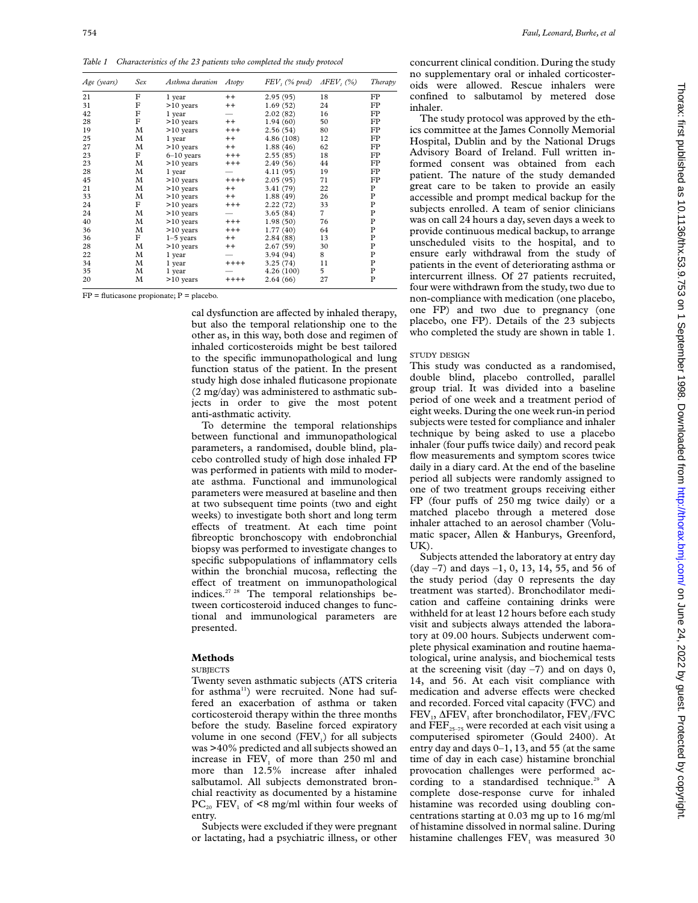*Table 1 Characteristics of the 23 patients who completed the study protocol*

| Age (years) | Sex | Asthma duration | Atopy | $FEV_1$ (% pred) | $\Delta FEV_1$ (%) | Therapy |
|---|---|---|---|---|---|---|
| 21 | F | 1 year | ++ | 2.95 (95) | 18 | FP |
| 31 | F | >10 years | ++ | 1.69 (52) | 24 | FP |
| 42 | F | 1 year | — | 2.02 (82) | 16 | FP |
| 28 | F | >10 years | ++ | 1.94 (60) | 50 | FP |
| 19 | M | >10 years | +++ | 2.56 (54) | 80 | FP |
| 25 | M | 1 year | ++ | 4.86 (108) | 12 | FP |
| 27 | M | >10 years | ++ | 1.88 (46) | 62 | FP |
| 23 | F | 6–10 years | +++ | 2.55 (85) | 18 | FP |
| 23 | M | >10 years | +++ | 2.49 (56) | 44 | FP |
| 28 | M | 1 year | — | 4.11 (95) | 19 | FP |
| 45 | M | >10 years | ++++ | 2.05 (95) | 71 | FP |
| 21 | M | >10 years | ++ | 3.41 (79) | 22 | P |
| 33 | M | >10 years | ++ | 1.88 (49) | 26 | P |
| 24 | F | >10 years | +++ | 2.22 (72) | 33 | P |
| 24 | M | >10 years | — | 3.65 (84) | 7 | P |
| 40 | M | >10 years | +++ | 1.98 (50) | 76 | P |
| 36 | M | >10 years | +++ | 1.77 (40) | 64 | P |
| 36 | F | 1–5 years | ++ | 2.84 (88) | 13 | P |
| 28 | M | >10 years | ++ | 2.67 (59) | 30 | P |
| 22 | M | 1 year | — | 3.94 (94) | 8 | P |
| 34 | M | 1 year | ++++ | 3.25 (74) | 11 | P |
| 35 | M | 1 year | — | 4.26 (100) | 5 | P |
| 20 | M | >10 years | ++++ | 2.64 (66) | 27 | P |

FP = fluticasone propionate; P = placebo.

cal dysfunction are affected by inhaled therapy, but also the temporal relationship one to the other as, in this way, both dose and regimen of inhaled corticosteroids might be best tailored to the specific immunopathological and lung function status of the patient. In the present study high dose inhaled fluticasone propionate (2 mg/day) was administered to asthmatic subjects in order to give the most potent anti-asthmatic activity.

To determine the temporal relationships between functional and immunopathological parameters, a randomised, double blind, placebo controlled study of high dose inhaled FP was performed in patients with mild to moderate asthma. Functional and immunological parameters were measured at baseline and then at two subsequent time points (two and eight weeks) to investigate both short and long term effects of treatment. At each time point fibreoptic bronchoscopy with endobronchial biopsy was performed to investigate changes to specific subpopulations of inflammatory cells within the bronchial mucosa, reflecting the effect of treatment on immunopathological indices.[27 28] The temporal relationships between corticosteroid induced changes to functional and immunological parameters are presented.

## Methods

### SUBJECTS

Twenty seven asthmatic subjects (ATS criteria for asthma[11]) were recruited. None had suffered an exacerbation of asthma or taken corticosteroid therapy within the three months before the study. Baseline forced expiratory volume in one second ($FEV_1$) for all subjects was >40% predicted and all subjects showed an increase in $FEV_1$ of more than 250 ml and more than 12.5% increase after inhaled salbutamol. All subjects demonstrated bronchial reactivity as documented by a histamine $PC_{20}$ $FEV_1$ of <8 mg/ml within four weeks of entry.

Subjects were excluded if they were pregnant or lactating, had a psychiatric illness, or other concurrent clinical condition. During the study no supplementary oral or inhaled corticosteroids were allowed. Rescue inhalers were confined to salbutamol by metered dose inhaler.

The study protocol was approved by the ethics committee at the James Connolly Memorial Hospital, Dublin and by the National Drugs Advisory Board of Ireland. Full written informed consent was obtained from each patient. The nature of the study demanded great care to be taken to provide an easily accessible and prompt medical backup for the subjects enrolled. A team of senior clinicians was on call 24 hours a day, seven days a week to provide continuous medical backup, to arrange unscheduled visits to the hospital, and to ensure early withdrawal from the study of patients in the event of deteriorating asthma or intercurrent illness. Of 27 patients recruited, four were withdrawn from the study, two due to non-compliance with medication (one placebo, one FP) and two due to pregnancy (one placebo, one FP). Details of the 23 subjects who completed the study are shown in table 1.

### STUDY DESIGN

This study was conducted as a randomised, double blind, placebo controlled, parallel group trial. It was divided into a baseline period of one week and a treatment period of eight weeks. During the one week run-in period subjects were tested for compliance and inhaler technique by being asked to use a placebo inhaler (four puffs twice daily) and record peak flow measurements and symptom scores twice daily in a diary card. At the end of the baseline period all subjects were randomly assigned to one of two treatment groups receiving either FP (four puffs of 250 mg twice daily) or a matched placebo through a metered dose inhaler attached to an aerosol chamber (Volumatic spacer, Allen & Hanburys, Greenford, UK).

Subjects attended the laboratory at entry day (day –7) and days –1, 0, 13, 14, 55, and 56 of the study period (day 0 represents the day treatment was started). Bronchodilator medication and caffeine containing drinks were withheld for at least 12 hours before each study visit and subjects always attended the laboratory at 09.00 hours. Subjects underwent complete physical examination and routine haematological, urine analysis, and biochemical tests at the screening visit (day –7) and on days 0, 14, and 56. At each visit compliance with medication and adverse effects were checked and recorded. Forced vital capacity (FVC) and $FEV_1$, $\Delta FEV_1$ after bronchodilator, $FEV_1$/FVC and $FEF_{25-75}$ were recorded at each visit using a computerised spirometer (Gould 2400). At entry day and days 0–1, 13, and 55 (at the same time of day in each case) histamine bronchial provocation challenges were performed according to a standardised technique.[29] A complete dose-response curve for inhaled histamine was recorded using doubling concentrations starting at 0.03 mg up to 16 mg/ml of histamine dissolved in normal saline. During histamine challenges $FEV_1$ was measured 30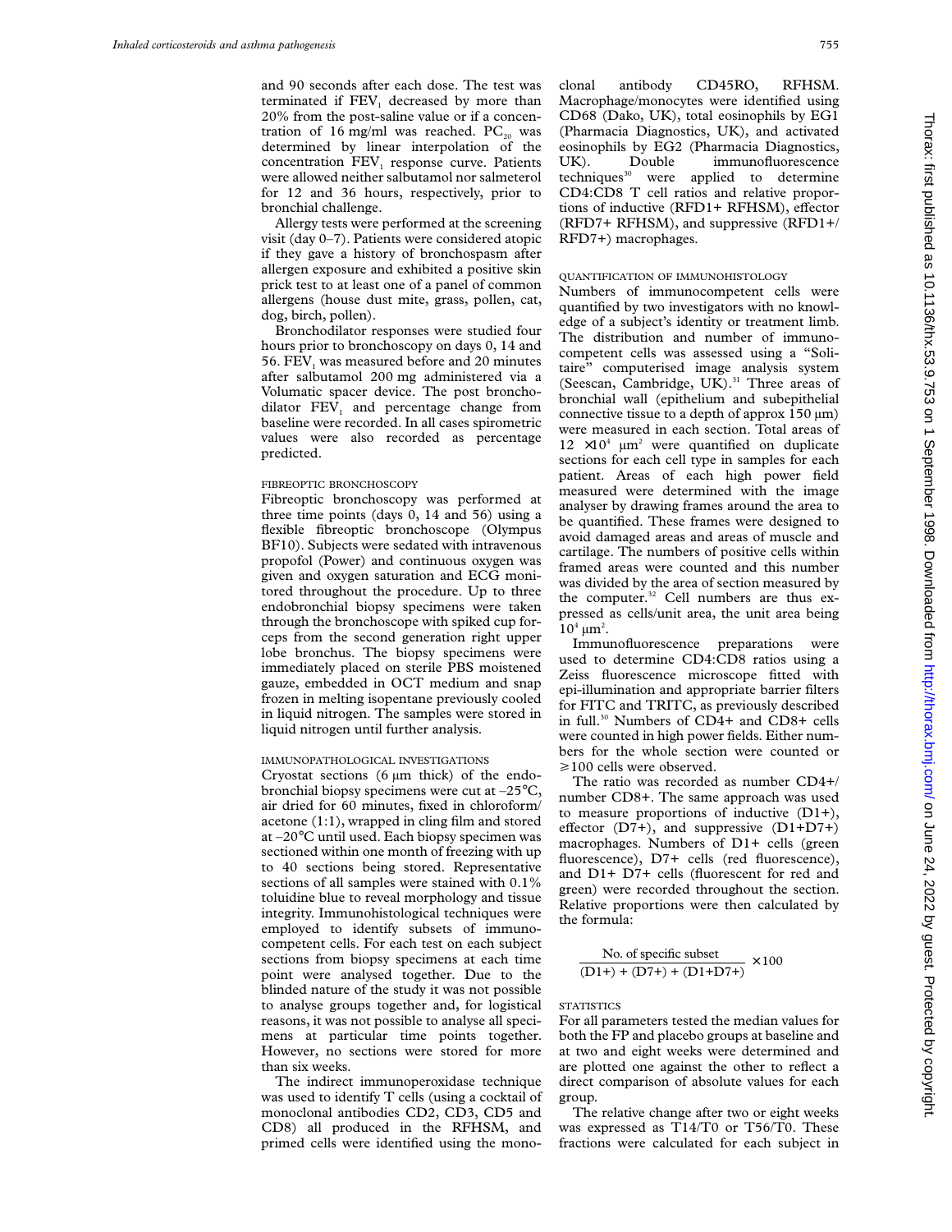and 90 seconds after each dose. The test was terminated if $FEV_1$ decreased by more than 20% from the post-saline value or if a concentration of 16 mg/ml was reached. $PC_{20}$ was determined by linear interpolation of the concentration $FEV_1$ response curve. Patients were allowed neither salbutamol nor salmeterol for 12 and 36 hours, respectively, prior to bronchial challenge.

Allergy tests were performed at the screening visit (day 0–7). Patients were considered atopic if they gave a history of bronchospasm after allergen exposure and exhibited a positive skin prick test to at least one of a panel of common allergens (house dust mite, grass, pollen, cat, dog, birch, pollen).

Bronchodilator responses were studied four hours prior to bronchoscopy on days 0, 14 and 56. $FEV_1$ was measured before and 20 minutes after salbutamol 200 mg administered via a Volumatic spacer device. The post bronchodilator $FEV_1$ and percentage change from baseline were recorded. In all cases spirometric values were also recorded as percentage predicted.

### FIBREOPTIC BRONCHOSCOPY

Fibreoptic bronchoscopy was performed at three time points (days 0, 14 and 56) using a flexible fibreoptic bronchoscope (Olympus BF10). Subjects were sedated with intravenous propofol (Power) and continuous oxygen was given and oxygen saturation and ECG monitored throughout the procedure. Up to three endobronchial biopsy specimens were taken through the bronchoscope with spiked cup forceps from the second generation right upper lobe bronchus. The biopsy specimens were immediately placed on sterile PBS moistened gauze, embedded in OCT medium and snap frozen in melting isopentane previously cooled in liquid nitrogen. The samples were stored in liquid nitrogen until further analysis.

### IMMUNOPATHOLOGICAL INVESTIGATIONS

Cryostat sections (6 μm thick) of the endobronchial biopsy specimens were cut at –25°C, air dried for 60 minutes, fixed in chloroform/acetone (1:1), wrapped in cling film and stored at –20°C until used. Each biopsy specimen was sectioned within one month of freezing with up to 40 sections being stored. Representative sections of all samples were stained with 0.1% toluidine blue to reveal morphology and tissue integrity. Immunohistological techniques were employed to identify subsets of immunocompetent cells. For each test on each subject sections from biopsy specimens at each time point were analysed together. Due to the blinded nature of the study it was not possible to analyse groups together and, for logistical reasons, it was not possible to analyse all specimens at particular time points together. However, no sections were stored for more than six weeks.

The indirect immunoperoxidase technique was used to identify T cells (using a cocktail of monoclonal antibodies CD2, CD3, CD5 and CD8) all produced in the RFHSM, and primed cells were identified using the monoclonal antibody CD45RO, RFHSM. Macrophage/monocytes were identified using CD68 (Dako, UK), total eosinophils by EG1 (Pharmacia Diagnostics, UK), and activated eosinophils by EG2 (Pharmacia Diagnostics, UK). Double immunofluorescence techniques[30] were applied to determine CD4:CD8 T cell ratios and relative proportions of inductive (RFD1+ RFHSM), effector (RFD7+ RFHSM), and suppressive (RFD1+/RFD7+) macrophages.

### QUANTIFICATION OF IMMUNOHISTOLOGY

Numbers of immunocompetent cells were quantified by two investigators with no knowledge of a subject's identity or treatment limb. The distribution and number of immunocompetent cells was assessed using a "Solitaire" computerised image analysis system (Seescan, Cambridge, UK).[31] Three areas of bronchial wall (epithelium and subepithelial connective tissue to a depth of approx 150 μm) were measured in each section. Total areas of $12 \times 10^4$ μm$^2$ were quantified on duplicate sections for each cell type in samples for each patient. Areas of each high power field measured were determined with the image analyser by drawing frames around the area to be quantified. These frames were designed to avoid damaged areas and areas of muscle and cartilage. The numbers of positive cells within framed areas were counted and this number was divided by the area of section measured by the computer.[32] Cell numbers are thus expressed as cells/unit area, the unit area being $10^4$ μm$^2$.

Immunofluorescence preparations were used to determine CD4:CD8 ratios using a Zeiss fluorescence microscope fitted with epi-illumination and appropriate barrier filters for FITC and TRITC, as previously described in full.[30] Numbers of CD4+ and CD8+ cells were counted in high power fields. Either numbers for the whole section were counted or ≥100 cells were observed.

The ratio was recorded as number CD4+/number CD8+. The same approach was used to measure proportions of inductive (D1+), effector (D7+), and suppressive (D1+D7+) macrophages. Numbers of D1+ cells (green fluorescence), D7+ cells (red fluorescence), and D1+ D7+ cells (fluorescent for red and green) were recorded throughout the section. Relative proportions were then calculated by the formula:

$$\frac{\text{No. of specific subset}}{(\text{D1+}) + (\text{D7+}) + (\text{D1+D7+})} \times 100$$

### STATISTICS

For all parameters tested the median values for both the FP and placebo groups at baseline and at two and eight weeks were determined and are plotted one against the other to reflect a direct comparison of absolute values for each group.

The relative change after two or eight weeks was expressed as T14/T0 or T56/T0. These fractions were calculated for each subject in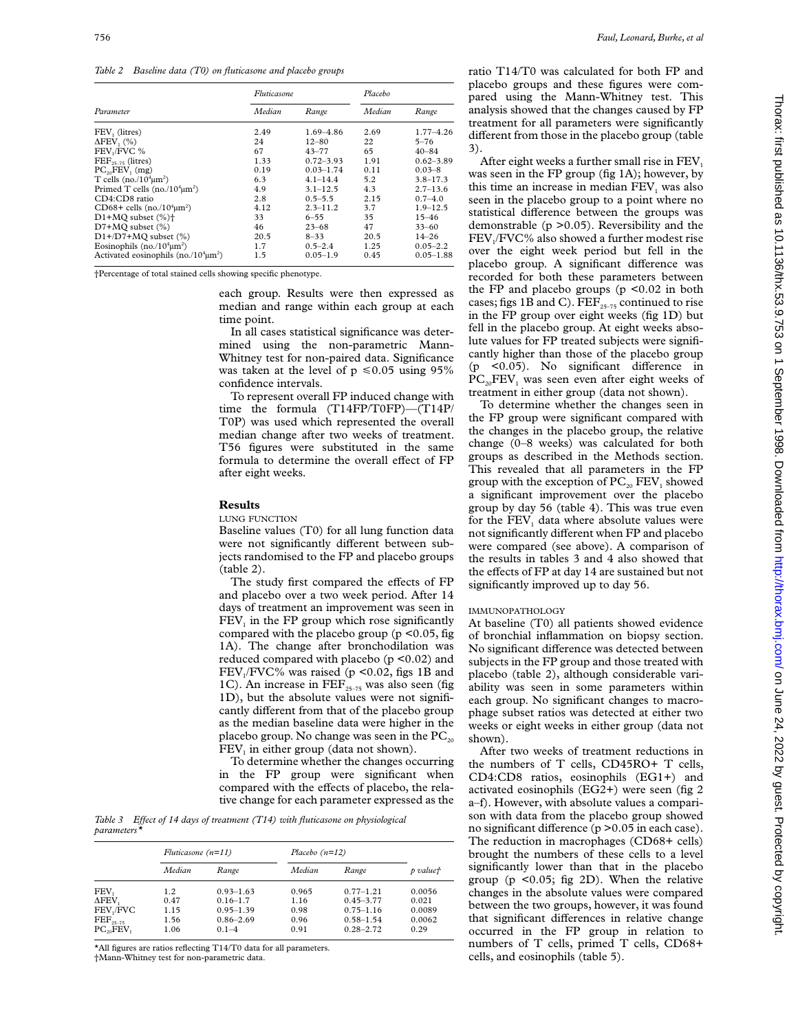*Table 2 Baseline data (T0) on fluticasone and placebo groups*

| Parameter | Fluticasone | | Placebo | |
|---|---|---|---|---|
| | Median | Range | Median | Range |
| $FEV_1$ (litres) | 2.49 | 1.69–4.86 | 2.69 | 1.77–4.26 |
| $\Delta FEV_1$ (%) | 24 | 12–80 | 22 | 5–76 |
| $FEV_1$/FVC % | 67 | 43–77 | 65 | 40–84 |
| $FEF_{25-75}$ (litres) | 1.33 | 0.72–3.93 | 1.91 | 0.62–3.89 |
| $PC_{20}FEV_1$ (mg) | 0.19 | 0.03–1.74 | 0.11 | 0.03–8 |
| T cells (no./$10^4 \mu m^2$) | 6.3 | 4.1–14.4 | 5.2 | 3.8–17.3 |
| Primed T cells (no./$10^4 \mu m^2$) | 4.9 | 3.1–12.5 | 4.3 | 2.7–13.6 |
| CD4:CD8 ratio | 2.8 | 0.5–5.5 | 2.15 | 0.7–4.0 |
| CD68+ cells (no./$10^4 \mu m^2$) | 4.12 | 2.3–11.2 | 3.7 | 1.9–12.5 |
| D1+MQ subset (%)† | 33 | 6–55 | 35 | 15–46 |
| D7+MQ subset (%) | 46 | 23–68 | 47 | 33–60 |
| D1+/D7+MQ subset (%) | 20.5 | 8–33 | 20.5 | 14–26 |
| Eosinophils (no./$10^4 \mu m^2$) | 1.7 | 0.5–2.4 | 1.25 | 0.05–2.2 |
| Activated eosinophils (no./$10^4 \mu m^2$) | 1.5 | 0.05–1.9 | 0.45 | 0.05–1.88 |

†Percentage of total stained cells showing specific phenotype.

each group. Results were then expressed as median and range within each group at each time point.

In all cases statistical significance was determined using the non-parametric Mann-Whitney test for non-paired data. Significance was taken at the level of $p \leq 0.05$ using 95% confidence intervals.

To represent overall FP induced change with time the formula (T14FP/T0FP)—(T14P/T0P) was used which represented the overall median change after two weeks of treatment. T56 figures were substituted in the same formula to determine the overall effect of FP after eight weeks.

## Results

### LUNG FUNCTION

Baseline values (T0) for all lung function data were not significantly different between subjects randomised to the FP and placebo groups (table 2).

The study first compared the effects of FP and placebo over a two week period. After 14 days of treatment an improvement was seen in $FEV_1$ in the FP group which rose significantly compared with the placebo group ($p < 0.05$, fig 1A). The change after bronchodilation was reduced compared with placebo ($p < 0.02$) and $FEV_1$/FVC% was raised ($p < 0.02$, figs 1B and 1C). An increase in $FEF_{25-75}$ was also seen (fig 1D), but the absolute values were not significantly different from that of the placebo group as the median baseline data were higher in the placebo group. No change was seen in the $PC_{20}$ $FEV_1$ in either group (data not shown).

To determine whether the changes occurring in the FP group were significant when compared with the effects of placebo, the relative change for each parameter expressed as the ratio T14/T0 was calculated for both FP and placebo groups and these figures were compared using the Mann-Whitney test. This analysis showed that the changes caused by FP treatment for all parameters were significantly different from those in the placebo group (table 3).

*Table 3 Effect of 14 days of treatment (T14) with fluticasone on physiological parameters**

| | Fluticasone (n=11) | | Placebo (n=12) | | |
|---|---|---|---|---|---|
| | Median | Range | Median | Range | p value† |
| $FEV_1$ | 1.2 | 0.93–1.63 | 0.965 | 0.77–1.21 | 0.0056 |
| $\Delta FEV_1$ | 0.47 | 0.16–1.7 | 1.16 | 0.45–3.77 | 0.021 |
| $FEV_1$/FVC | 1.15 | 0.95–1.39 | 0.98 | 0.75–1.16 | 0.0089 |
| $FEF_{25-75}$ | 1.56 | 0.86–2.69 | 0.96 | 0.58–1.54 | 0.0062 |
| $PC_{20}FEV_1$ | 1.06 | 0.1–4 | 0.91 | 0.28–2.72 | 0.29 |

*All figures are ratios reflecting T14/T0 for all parameters.
†Mann-Whitney test for non-parametric data.

After eight weeks a further small rise in $FEV_1$ was seen in the FP group (fig 1A); however, by this time an increase in median $FEV_1$ was also seen in the placebo group to a point where no statistical difference between the groups was demonstrable ($p > 0.05$). Reversibility and the $FEV_1$/FVC% also showed a further modest rise over the eight week period but fell in the placebo group. A significant difference was recorded for both these parameters between the FP and placebo groups ($p < 0.02$ in both cases; figs 1B and C). $FEF_{25-75}$ continued to rise in the FP group over eight weeks (fig 1D) but fell in the placebo group. At eight weeks absolute values for FP treated subjects were significantly higher than those of the placebo group ($p < 0.05$). No significant difference in $PC_{20}FEV_1$ was seen even after eight weeks of treatment in either group (data not shown).

To determine whether the changes seen in the FP group were significant compared with the changes in the placebo group, the relative change (0–8 weeks) was calculated for both groups as described in the Methods section. This revealed that all parameters in the FP group with the exception of $PC_{20}$ $FEV_1$ showed a significant improvement over the placebo group by day 56 (table 4). This was true even for the $FEV_1$ data where absolute values were not significantly different when FP and placebo were compared (see above). A comparison of the results in tables 3 and 4 also showed that the effects of FP at day 14 are sustained but not significantly improved up to day 56.

### IMMUNOPATHOLOGY

At baseline (T0) all patients showed evidence of bronchial inflammation on biopsy section. No significant difference was detected between subjects in the FP group and those treated with placebo (table 2), although considerable variability was seen in some parameters within each group. No significant changes to macrophage subset ratios was detected at either two weeks or eight weeks in either group (data not shown).

After two weeks of treatment reductions in the numbers of T cells, CD45RO+ T cells, CD4:CD8 ratios, eosinophils (EG1+) and activated eosinophils (EG2+) were seen (fig 2 a–f). However, with absolute values a comparison with data from the placebo group showed no significant difference ($p > 0.05$ in each case). The reduction in macrophages (CD68+ cells) brought the numbers of these cells to a level significantly lower than that in the placebo group ($p < 0.05$; fig 2D). When the relative changes in the absolute values were compared between the two groups, however, it was found that significant differences in relative change occurred in the FP group in relation to numbers of T cells, primed T cells, CD68+ cells, and eosinophils (table 5).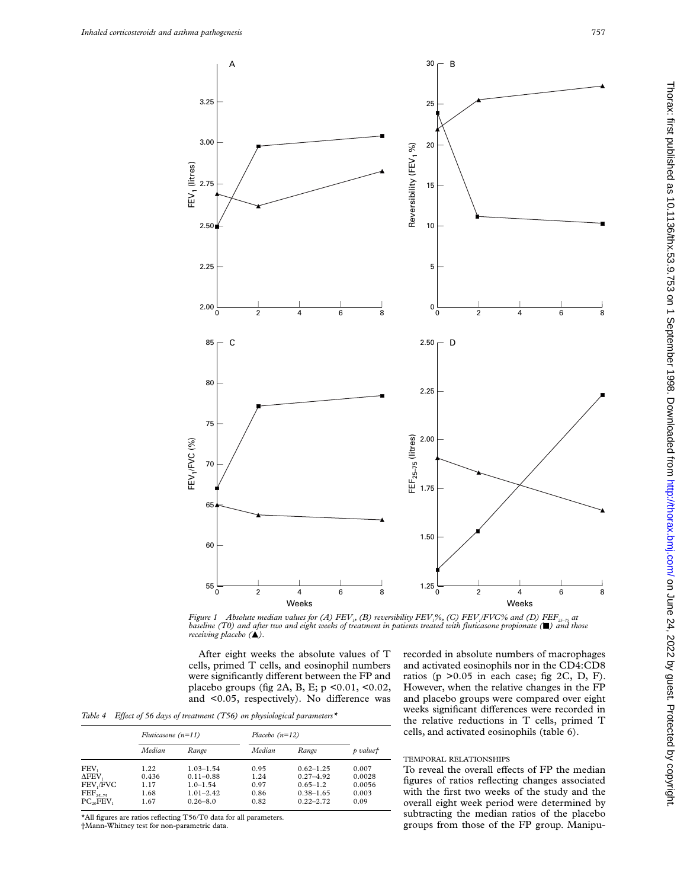Figure 1 Absolute median values for (A) $FEV_1$, (B) reversibility $FEV_1$%, (C) $FEV_1$/FVC% and (D) $FEF_{25-75}$ at baseline (T0) and after two and eight weeks of treatment in patients treated with fluticasone propionate (■) and those receiving placebo (▲).

After eight weeks the absolute values of T cells, primed T cells, and eosinophil numbers were significantly different between the FP and placebo groups (fig 2A, B, E; $p < 0.01$, $< 0.02$, and $< 0.05$, respectively). No difference was recorded in absolute numbers of macrophages and activated eosinophils nor in the CD4:CD8 ratios ($p > 0.05$ in each case; fig 2C, D, F). However, when the relative changes in the FP and placebo groups were compared over eight weeks significant differences were recorded in the relative reductions in T cells, primed T cells, and activated eosinophils (table 6).

*Table 4 Effect of 56 days of treatment (T56) on physiological parameters**

| | Fluticasone (n=11) | | Placebo (n=12) | | |
|---|---|---|---|---|---|
| | Median | Range | Median | Range | p value† |
| $FEV_1$ | 1.22 | 1.03–1.54 | 0.95 | 0.62–1.25 | 0.007 |
| $\Delta FEV_1$ | 0.436 | 0.11–0.88 | 1.24 | 0.27–4.92 | 0.0028 |
| $FEV_1$/FVC | 1.17 | 1.0–1.54 | 0.97 | 0.65–1.2 | 0.0056 |
| $FEF_{25-75}$ | 1.68 | 1.01–2.42 | 0.86 | 0.38–1.65 | 0.003 |
| $PC_{20}FEV_1$ | 1.67 | 0.26–8.0 | 0.82 | 0.22–2.72 | 0.09 |

*All figures are ratios reflecting T56/T0 data for all parameters.
†Mann-Whitney test for non-parametric data.

### TEMPORAL RELATIONSHIPS

To reveal the overall effects of FP the median figures of ratios reflecting changes associated with the first two weeks of the study and the overall eight week period were determined by subtracting the median ratios of the placebo groups from those of the FP group. Manipu-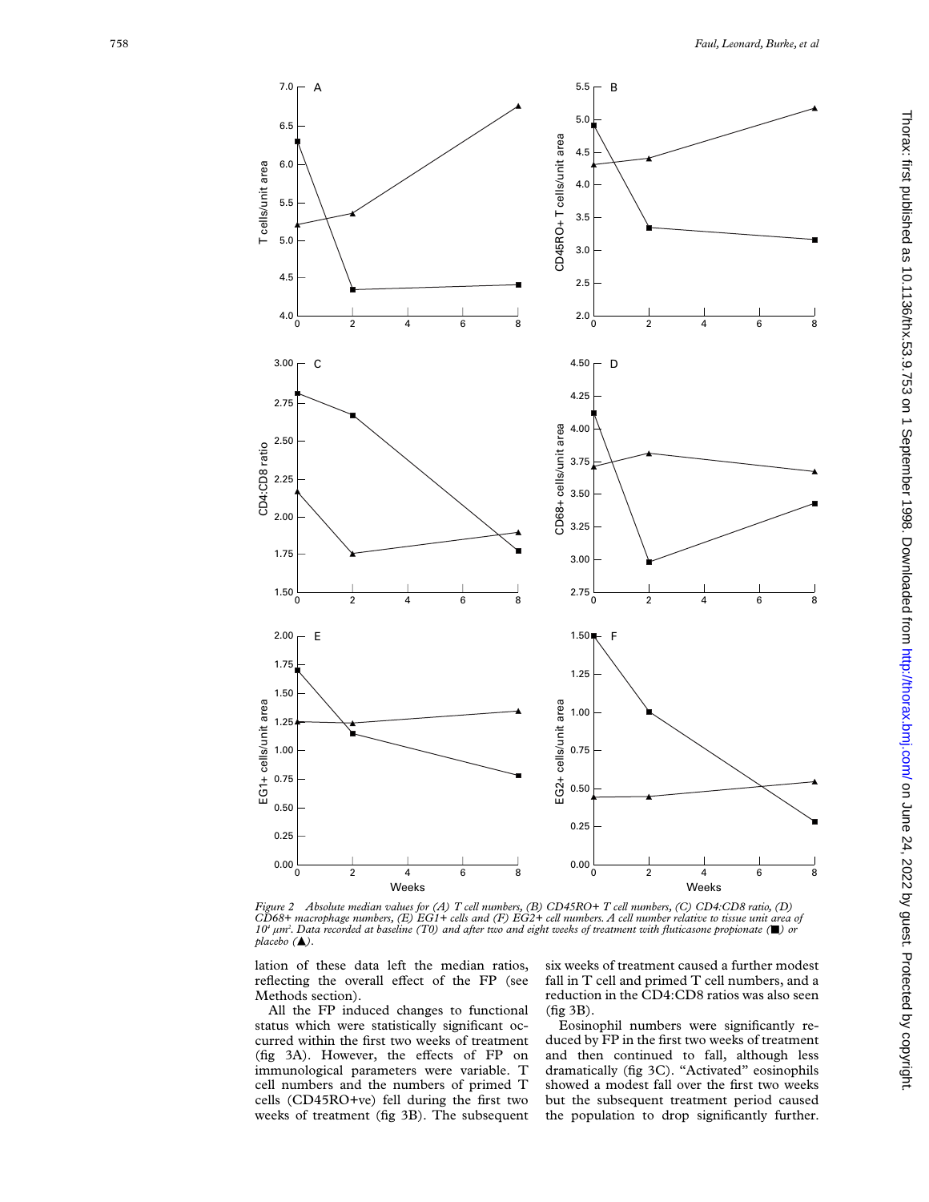*Figure 2 Absolute median values for (A) T cell numbers, (B) CD45RO+ T cell numbers, (C) CD4:CD8 ratio, (D) CD68+ macrophage numbers, (E) EG1+ cells and (F) EG2+ cell numbers. A cell number relative to tissue unit area of $10^4$ µm$^2$. Data recorded at baseline (T0) and after two and eight weeks of treatment with fluticasone propionate (■) or placebo (▲).*

lation of these data left the median ratios, reflecting the overall effect of the FP (see Methods section).

All the FP induced changes to functional status which were statistically significant occurred within the first two weeks of treatment (fig 3A). However, the effects of FP on immunological parameters were variable. T cell numbers and the numbers of primed T cells (CD45RO+ve) fell during the first two weeks of treatment (fig 3B). The subsequent six weeks of treatment caused a further modest fall in T cell and primed T cell numbers, and a reduction in the CD4:CD8 ratios was also seen (fig 3B).

Eosinophil numbers were significantly reduced by FP in the first two weeks of treatment and then continued to fall, although less dramatically (fig 3C). "Activated" eosinophils showed a modest fall over the first two weeks but the subsequent treatment period caused the population to drop significantly further.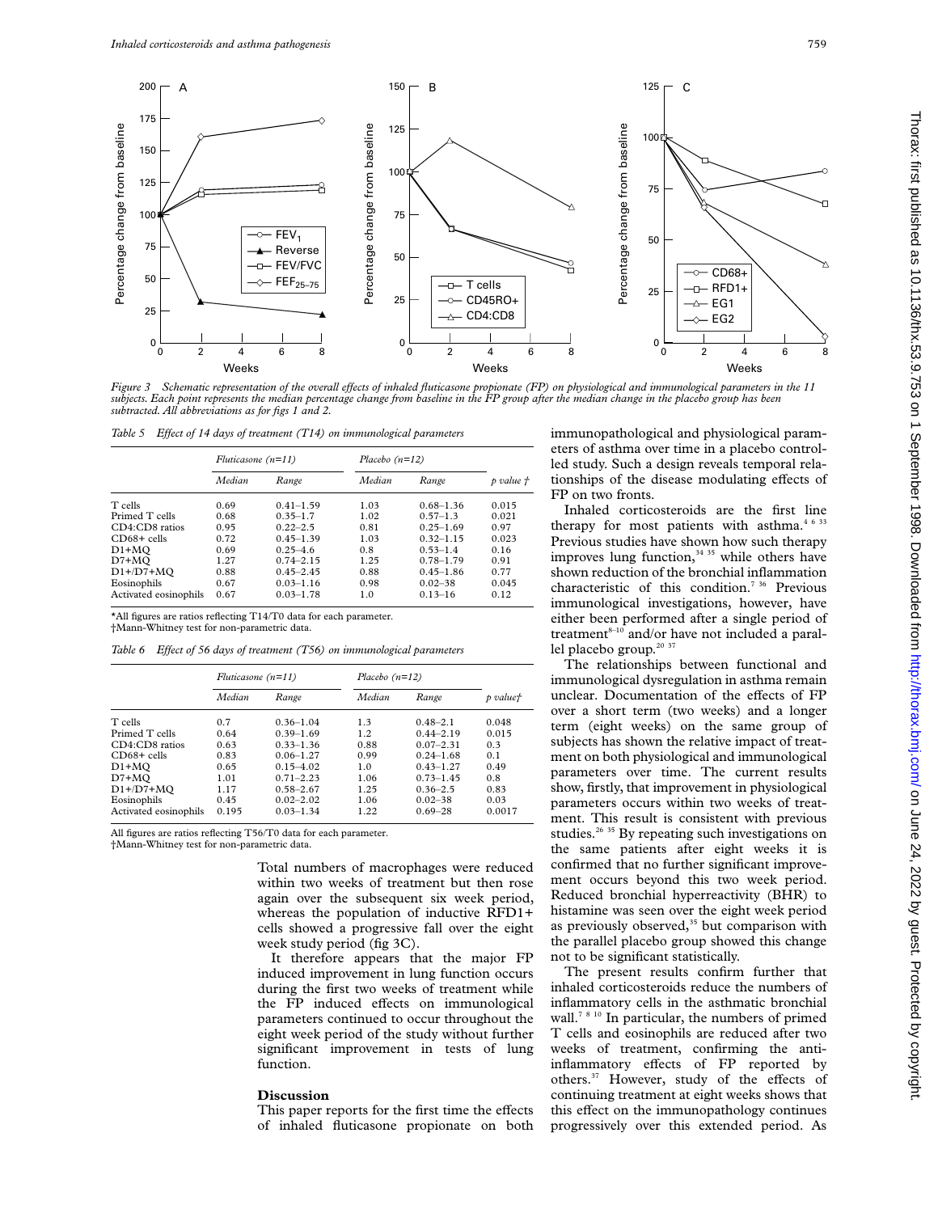Figure 3 *Schematic representation of the overall effects of inhaled fluticasone propionate (FP) on physiological and immunological parameters in the 11 subjects. Each point represents the median percentage change from baseline in the FP group after the median change in the placebo group has been subtracted. All abbreviations as for figs 1 and 2.*

*Table 5 Effect of 14 days of treatment (T14) on immunological parameters*

| | *Fluticasone (n=11)* | | *Placebo (n=12)* | | |
|---|---|---|---|---|---|
| | *Median* | *Range* | *Median* | *Range* | *p value †* |
| T cells | 0.69 | 0.41–1.59 | 1.03 | 0.68–1.36 | 0.015 |
| Primed T cells | 0.68 | 0.35–1.7 | 1.02 | 0.57–1.3 | 0.021 |
| CD4:CD8 ratios | 0.95 | 0.22–2.5 | 0.81 | 0.25–1.69 | 0.97 |
| CD68+ cells | 0.72 | 0.45–1.39 | 1.03 | 0.32–1.15 | 0.023 |
| D1+MQ | 0.69 | 0.25–4.6 | 0.8 | 0.53–1.4 | 0.16 |
| D7+MQ | 1.27 | 0.74–2.15 | 1.25 | 0.78–1.79 | 0.91 |
| D1+/D7+MQ | 0.88 | 0.45–2.45 | 0.88 | 0.45–1.86 | 0.77 |
| Eosinophils | 0.67 | 0.03–1.16 | 0.98 | 0.02–38 | 0.045 |
| Activated eosinophils | 0.67 | 0.03–1.78 | 1.0 | 0.13–16 | 0.12 |

*All figures are ratios reflecting T14/T0 data for each parameter.
†Mann-Whitney test for non-parametric data.

*Table 6 Effect of 56 days of treatment (T56) on immunological parameters*

| | *Fluticasone (n=11)* | | *Placebo (n=12)* | | |
|---|---|---|---|---|---|
| | *Median* | *Range* | *Median* | *Range* | *p value†* |
| T cells | 0.7 | 0.36–1.04 | 1.3 | 0.48–2.1 | 0.048 |
| Primed T cells | 0.64 | 0.39–1.69 | 1.2 | 0.44–2.19 | 0.015 |
| CD4:CD8 ratios | 0.63 | 0.33–1.36 | 0.88 | 0.07–2.31 | 0.3 |
| CD68+ cells | 0.83 | 0.06–1.27 | 0.99 | 0.24–1.68 | 0.1 |
| D1+MQ | 0.65 | 0.15–4.02 | 1.0 | 0.43–1.27 | 0.49 |
| D7+MQ | 1.01 | 0.71–2.23 | 1.06 | 0.73–1.45 | 0.8 |
| D1+/D7+MQ | 1.17 | 0.58–2.67 | 1.25 | 0.36–2.5 | 0.83 |
| Eosinophils | 0.45 | 0.02–2.02 | 1.06 | 0.02–38 | 0.03 |
| Activated eosinophils | 0.195 | 0.03–1.34 | 1.22 | 0.69–28 | 0.0017 |

All figures are ratios reflecting T56/T0 data for each parameter.
†Mann-Whitney test for non-parametric data.

Total numbers of macrophages were reduced within two weeks of treatment but then rose again over the subsequent six week period, whereas the population of inductive RFD1+ cells showed a progressive fall over the eight week study period (fig 3C).

It therefore appears that the major FP induced improvement in lung function occurs during the first two weeks of treatment while the FP induced effects on immunological parameters continued to occur throughout the eight week period of the study without further significant improvement in tests of lung function.

## Discussion

This paper reports for the first time the effects of inhaled fluticasone propionate on both immunopathological and physiological parameters of asthma over time in a placebo controlled study. Such a design reveals temporal relationships of the disease modulating effects of FP on two fronts.

Inhaled corticosteroids are the first line therapy for most patients with asthma.[4 6 33] Previous studies have shown how such therapy improves lung function,[34 35] while others have shown reduction of the bronchial inflammation characteristic of this condition.[7 36] Previous immunological investigations, however, have either been performed after a single period of treatment[8–10] and/or have not included a parallel placebo group.[20 37]

The relationships between functional and immunological dysregulation in asthma remain unclear. Documentation of the effects of FP over a short term (two weeks) and a longer term (eight weeks) on the same group of subjects has shown the relative impact of treatment on both physiological and immunological parameters over time. The current results show, firstly, that improvement in physiological parameters occurs within two weeks of treatment. This result is consistent with previous studies.[26 35] By repeating such investigations on the same patients after eight weeks it is confirmed that no further significant improvement occurs beyond this two week period. Reduced bronchial hyperreactivity (BHR) to histamine was seen over the eight week period as previously observed,[35] but comparison with the parallel placebo group showed this change not to be significant statistically.

The present results confirm further that inhaled corticosteroids reduce the numbers of inflammatory cells in the asthmatic bronchial wall.[7 8 10] In particular, the numbers of primed T cells and eosinophils are reduced after two weeks of treatment, confirming the anti-inflammatory effects of FP reported by others.[37] However, study of the effects of continuing treatment at eight weeks shows that this effect on the immunopathology continues progressively over this extended period. As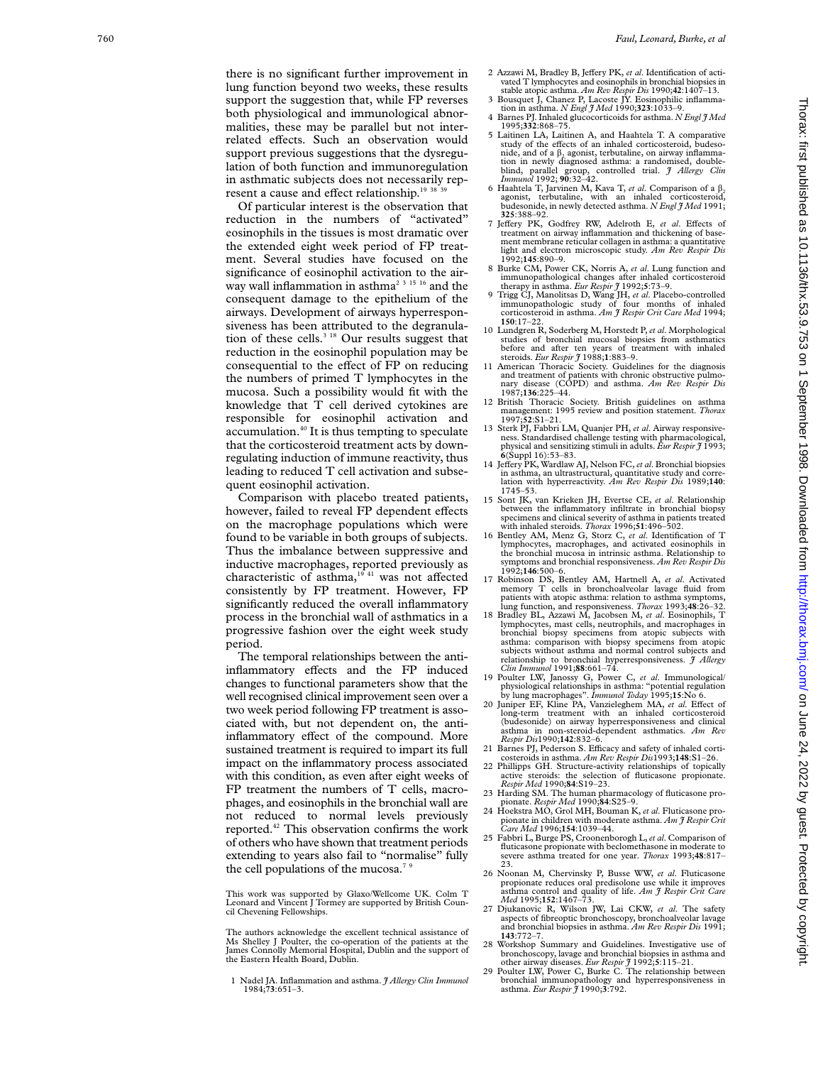there is no significant further improvement in lung function beyond two weeks, these results support the suggestion that, while FP reverses both physiological and immunological abnormalities, these may be parallel but not interrelated effects. Such an observation would support previous suggestions that the dysregulation of both function and immunoregulation in asthmatic subjects does not necessarily represent a cause and effect relationship.[19 38 39]

Of particular interest is the observation that reduction in the numbers of "activated" eosinophils in the tissues is most dramatic over the extended eight week period of FP treatment. Several studies have focused on the significance of eosinophil activation to the airway wall inflammation in asthma[2 3 15 16] and the consequent damage to the epithelium of the airways. Development of airways hyperresponsiveness has been attributed to the degranulation of these cells.[3 18] Our results suggest that reduction in the eosinophil population may be consequential to the effect of FP on reducing the numbers of primed T lymphocytes in the mucosa. Such a possibility would fit with the knowledge that T cell derived cytokines are responsible for eosinophil activation and accumulation.[40] It is thus tempting to speculate that the corticosteroid treatment acts by downregulating induction of immune reactivity, thus leading to reduced T cell activation and subsequent eosinophil activation.

Comparison with placebo treated patients, however, failed to reveal FP dependent effects on the macrophage populations which were found to be variable in both groups of subjects. Thus the imbalance between suppressive and inductive macrophages, reported previously as characteristic of asthma,[19 41] was not affected consistently by FP treatment. However, FP significantly reduced the overall inflammatory process in the bronchial wall of asthmatics in a progressive fashion over the eight week study period.

The temporal relationships between the anti-inflammatory effects and the FP induced changes to functional parameters show that the well recognised clinical improvement seen over a two week period following FP treatment is associated with, but not dependent on, the anti-inflammatory effect of the compound. More sustained treatment is required to impart its full impact on the inflammatory process associated with this condition, as even after eight weeks of FP treatment the numbers of T cells, macrophages, and eosinophils in the bronchial wall are not reduced to normal levels previously reported.[42] This observation confirms the work of others who have shown that treatment periods extending to years also fail to "normalise" fully the cell populations of the mucosa.[7 9]

This work was supported by Glaxo/Wellcome UK. Colm T Leonard and Vincent J Tormey are supported by British Council Chevening Fellowships.

The authors acknowledge the excellent technical assistance of Ms Shelley J Poulter, the co-operation of the patients at the James Connolly Memorial Hospital, Dublin and the support of the Eastern Health Board, Dublin.

1 Nadel JA. Inflammation and asthma. *J Allergy Clin Immunol* 1984;**73**:651–3.
2 Azzawi M, Bradley B, Jeffery PK, *et al*. Identification of activated T lymphocytes and eosinophils in bronchial biopsies in stable atopic asthma. *Am Rev Respir Dis* 1990;**42**:1407–13.
3 Bousquet J, Chanez P, Lacoste JY. Eosinophilic inflammation in asthma. *N Engl J Med* 1990;**323**:1033–9.
4 Barnes PJ. Inhaled glucocorticoids for asthma. *N Engl J Med* 1995;**332**:868–75.
5 Laitinen LA, Laitinen A, and Haahtela T. A comparative study of the effects of an inhaled corticosteroid, budesonide, and of a $\beta_2$ agonist, terbutaline, on airway inflammation in newly diagnosed asthma: a randomised, double-blind, parallel group, controlled trial. *J Allergy Clin Immunol* 1992; **90**:32–42.
6 Haahtela T, Jarvinen M, Kava T, *et al*. Comparison of a $\beta_2$ agonist, terbutaline, with an inhaled corticosteroid, budesonide, in newly detected asthma. *N Engl J Med* 1991; **325**:388–92.
7 Jeffery PK, Godfrey RW, Adelroth E, *et al*. Effects of treatment on airway inflammation and thickening of basement membrane reticular collagen in asthma: a quantitative light and electron microscopic study. *Am Rev Respir Dis* 1992;**145**:890–9.
8 Burke CM, Power CK, Norris A, *et al*. Lung function and immunopathological changes after inhaled corticosteroid therapy in asthma. *Eur Respir J* 1992;**5**:73–9.
9 Trigg CJ, Manolitsas D, Wang JH, *et al*. Placebo-controlled immunopathologic study of four months of inhaled corticosteroid in asthma. *Am J Respir Crit Care Med* 1994; **150**:17–22.
10 Lundgren R, Soderberg M, Horstedt P, *et al*. Morphological studies of bronchial mucosal biopsies from asthmatics before and after ten years of treatment with inhaled steroids. *Eur Respir J* 1988;**1**:883–9.
11 American Thoracic Society. Guidelines for the diagnosis and treatment of patients with chronic obstructive pulmonary disease (COPD) and asthma. *Am Rev Respir Dis* 1987;**136**:225–44.
12 British Thoracic Society. British guidelines on asthma management: 1995 review and position statement. *Thorax* 1997;**52**:S1–21.
13 Sterk PJ, Fabbri LM, Quanjer PH, *et al*. Airway responsiveness. Standardised challenge testing with pharmacological, physical and sensitizing stimuli in adults. *Eur Respir J* 1993; **6**(Suppl 16):53–83.
14 Jeffery PK, Wardlaw AJ, Nelson FC, *et al*. Bronchial biopsies in asthma, an ultrastructural, quantitative study and correlation with hyperreactivity. *Am Rev Respir Dis* 1989;**140**: 1745–53.
15 Sont JK, van Krieken JH, Evertse CE, *et al*. Relationship between the inflammatory infiltrate in bronchial biopsy specimens and clinical severity of asthma in patients treated with inhaled steroids. *Thorax* 1996;**51**:496–502.
16 Bentley AM, Menz G, Storz C, *et al*. Identification of T lymphocytes, macrophages, and activated eosinophils in the bronchial mucosa in intrinsic asthma. Relationship to symptoms and bronchial responsiveness. *Am Rev Respir Dis* 1992;**146**:500–6.
17 Robinson DS, Bentley AM, Hartnell A, *et al*. Activated memory T cells in bronchoalveolar lavage fluid from patients with atopic asthma: relation to asthma symptoms, lung function, and responsiveness. *Thorax* 1993;**48**:26–32.
18 Bradley BL, Azzawi M, Jacobsen M, *et al*. Eosinophils, T lymphocytes, mast cells, neutrophils, and macrophages in bronchial biopsy specimens from atopic subjects with asthma: comparison with biopsy specimens from atopic subjects without asthma and normal control subjects and relationship to bronchial hyperresponsiveness. *J Allergy Clin Immunol* 1991;**88**:661–74.
19 Poulter LW, Janossy G, Power C, *et al*. Immunological/physiological relationships in asthma: "potential regulation by lung macrophages". *Immunol Today* 1995;**15**:No 6.
20 Juniper EF, Kline PA, Vanzieleghem MA, *et al*. Effect of long-term treatment with an inhaled corticosteroid (budesonide) on airway hyperresponsiveness and clinical asthma in non-steroid-dependent asthmatics. *Am Rev Respir Dis*1990;**142**:832–6.
21 Barnes PJ, Pederson S. Efficacy and safety of inhaled corticosteroids in asthma. *Am Rev Respir Dis*1993;**148**:S1–26.
22 Phillipps GH. Structure-activity relationships of topically active steroids: the selection of fluticasone propionate. *Respir Med* 1990;**84**:S19–23.
23 Harding SM. The human pharmacology of fluticasone propionate. *Respir Med* 1990;**84**:S25–9.
24 Hoekstra MO, Grol MH, Bouman K, *et al*. Fluticasone propionate in children with moderate asthma. *Am J Respir Crit Care Med* 1996;**154**:1039–44.
25 Fabbri L, Burge PS, Croonenborogh L, *et al*. Comparison of fluticasone propionate with beclomethasone in moderate to severe asthma treated for one year. *Thorax* 1993;**48**:817–23.
26 Noonan M, Chervinsky P, Busse WW, *et al*. Fluticasone propionate reduces oral predisolone use while it improves asthma control and quality of life. *Am J Respir Crit Care Med* 1995;**152**:1467–73.
27 Djukanovic R, Wilson JW, Lai CKW, *et al*. The safety aspects of fibreoptic bronchoscopy, bronchoalveolar lavage and bronchial biopsies in asthma. *Am Rev Respir Dis* 1991; **143**:772–7.
28 Workshop Summary and Guidelines. Investigative use of bronchoscopy, lavage and bronchial biopsies in asthma and other airway diseases. *Eur Respir J* 1992;**5**:115–21.
29 Poulter LW, Power C, Burke C. The relationship between bronchial immunopathology and hyperresponsiveness in asthma. *Eur Respir J* 1990;**3**:792.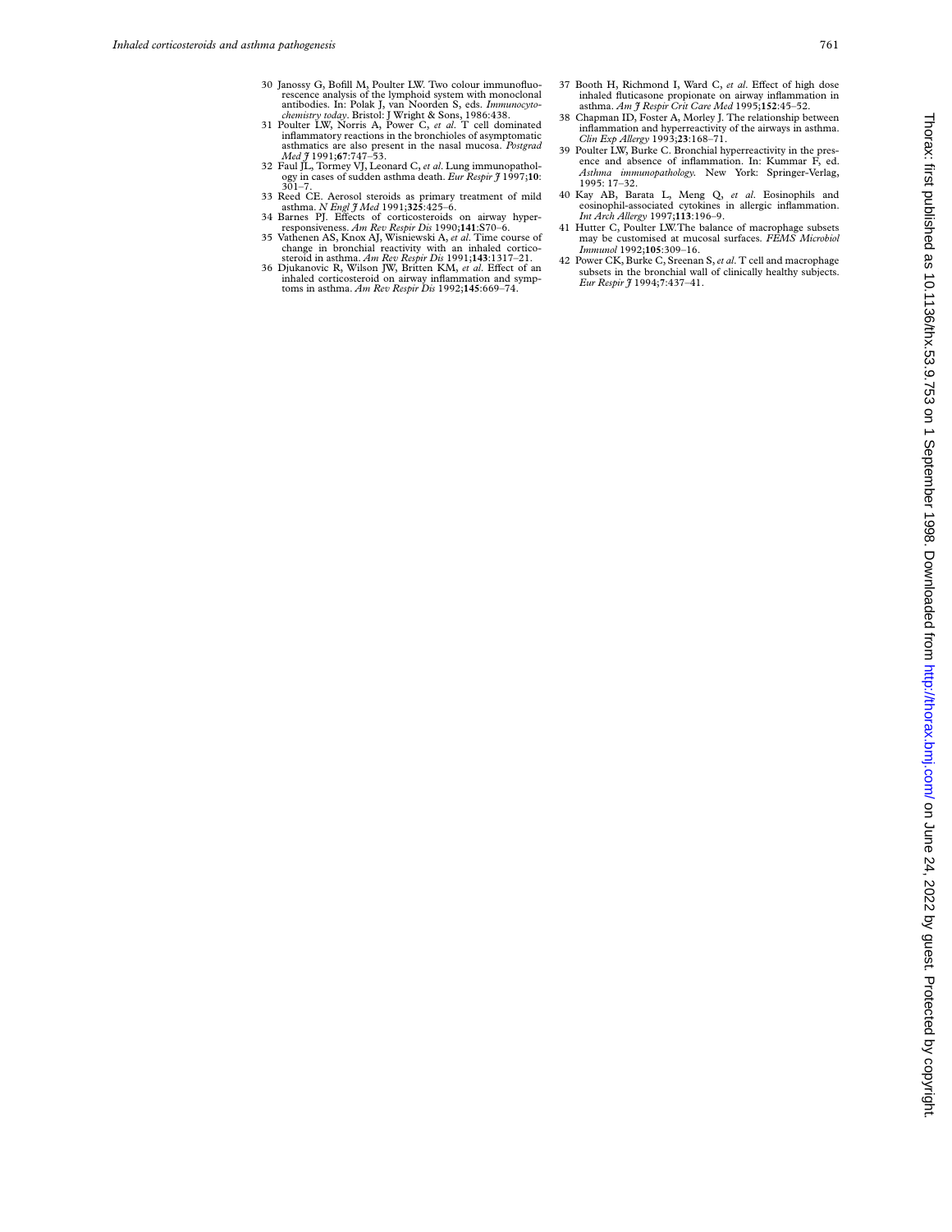30 Janossy G, Bofill M, Poulter LW. Two colour immunofluorescence analysis of the lymphoid system with monoclonal antibodies. In: Polak J, van Noorden S, eds. *Immunocytochemistry today*. Bristol: J Wright & Sons, 1986:438.

31 Poulter LW, Norris A, Power C, *et al*. T cell dominated inflammatory reactions in the bronchioles of asymptomatic asthmatics are also present in the nasal mucosa. *Postgrad Med J* 1991;**67**:747–53.

32 Faul JL, Tormey VJ, Leonard C, *et al*. Lung immunopathology in cases of sudden asthma death. *Eur Respir J* 1997;**10**:301–7.

33 Reed CE. Aerosol steroids as primary treatment of mild asthma. *N Engl J Med* 1991;**325**:425–6.

34 Barnes PJ. Effects of corticosteroids on airway hyperresponsiveness. *Am Rev Respir Dis* 1990;**141**:S70–6.

35 Vathenen AS, Knox AJ, Wisniewski A, *et al*. Time course of change in bronchial reactivity with an inhaled corticosteroid in asthma. *Am Rev Respir Dis* 1991;**143**:1317–21.

36 Djukanovic R, Wilson JW, Britten KM, *et al*. Effect of an inhaled corticosteroid on airway inflammation and symptoms in asthma. *Am Rev Respir Dis* 1992;**145**:669–74.

37 Booth H, Richmond I, Ward C, *et al*. Effect of high dose inhaled fluticasone propionate on airway inflammation in asthma. *Am J Respir Crit Care Med* 1995;**152**:45–52.

38 Chapman ID, Foster A, Morley J. The relationship between inflammation and hyperreactivity of the airways in asthma. *Clin Exp Allergy* 1993;**23**:168–71.

39 Poulter LW, Burke C. Bronchial hyperreactivity in the presence and absence of inflammation. In: Kummar F, ed. *Asthma immunopathology*. New York: Springer-Verlag, 1995: 17–32.

40 Kay AB, Barata L, Meng Q, *et al*. Eosinophils and eosinophil-associated cytokines in allergic inflammation. *Int Arch Allergy* 1997;**113**:196–9.

41 Hutter C, Poulter LW.The balance of macrophage subsets may be customised at mucosal surfaces. *FEMS Microbiol Immunol* 1992;**105**:309–16.

42 Power CK, Burke C, Sreenan S, *et al*. T cell and macrophage subsets in the bronchial wall of clinically healthy subjects. *Eur Respir J* 1994;**7**:437–41.